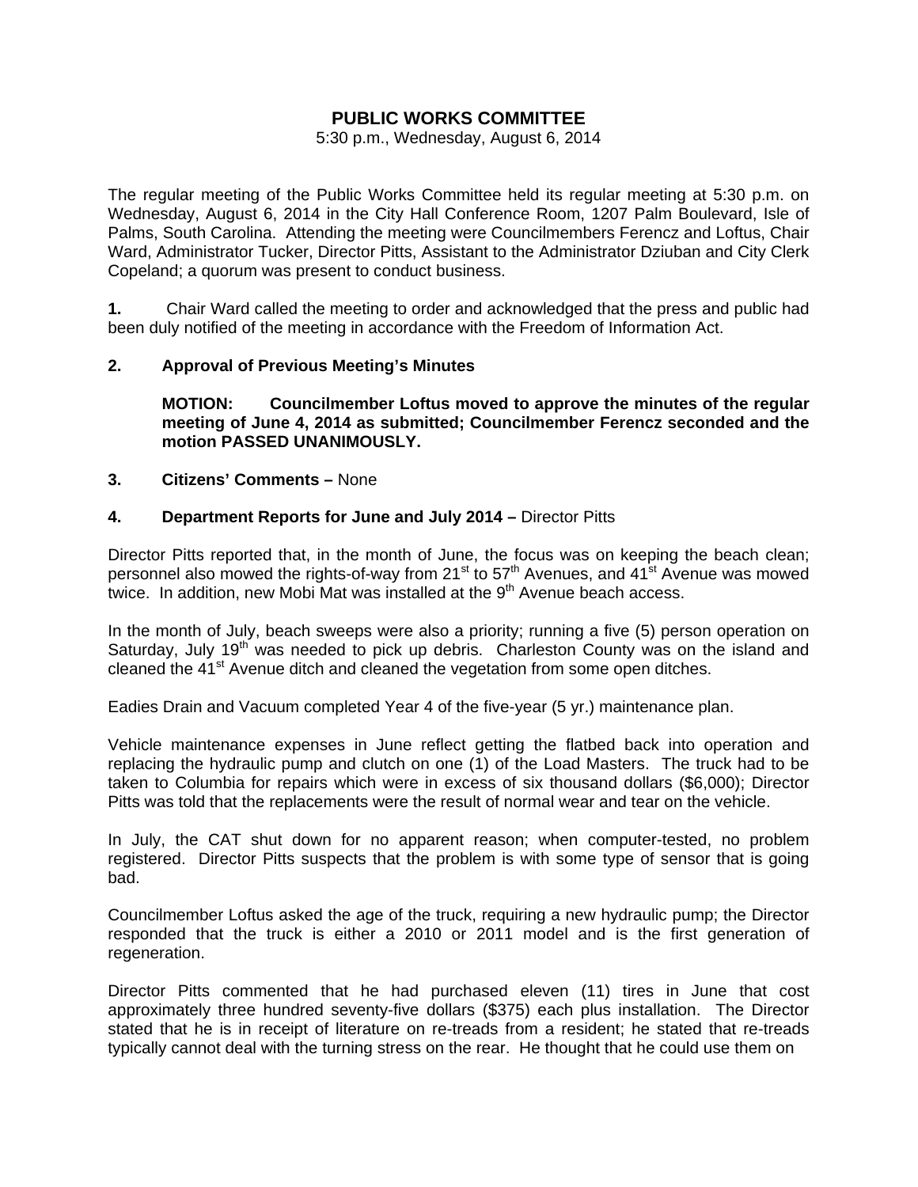# PUBLIC WORKS COMMITTEE

5:30 p.m., Wednesday, August 6, 2014

The regular meeting of the Public Works Committee held its regular meeting at 5:30 p.m. on Wednesday, August 6, 2014 in the City Hall Conference Room, 1207 Palm Boulevard, Isle of Palms, South Carolina. Attending the meeting were Councilmembers Ferencz and Loftus, Chair Ward, Administrator Tucker, Director Pitts, Assistant to the Administrator Dziuban and City Clerk Copeland; a quorum was present to conduct business.

**1.** Chair Ward called the meeting to order and acknowledged that the press and public had been duly notified of the meeting in accordance with the Freedom of Information Act.

**2. Approval of Previous Meeting's Minutes**

**MOTION: Councilmember Loftus moved to approve the minutes of the regular meeting of June 4, 2014 as submitted; Councilmember Ferencz seconded and the motion PASSED UNANIMOUSLY.**

**3. Citizens' Comments –** None

**4. Department Reports for June and July 2014 –** Director Pitts

Director Pitts reported that, in the month of June, the focus was on keeping the beach clean; personnel also mowed the rights-of-way from 21st to 57th Avenues, and 41st Avenue was mowed twice. In addition, new Mobi Mat was installed at the 9th Avenue beach access.

In the month of July, beach sweeps were also a priority; running a five (5) person operation on Saturday, July 19th was needed to pick up debris. Charleston County was on the island and cleaned the 41st Avenue ditch and cleaned the vegetation from some open ditches.

Eadies Drain and Vacuum completed Year 4 of the five-year (5 yr.) maintenance plan.

Vehicle maintenance expenses in June reflect getting the flatbed back into operation and replacing the hydraulic pump and clutch on one (1) of the Load Masters. The truck had to be taken to Columbia for repairs which were in excess of six thousand dollars ($6,000); Director Pitts was told that the replacements were the result of normal wear and tear on the vehicle.

In July, the CAT shut down for no apparent reason; when computer-tested, no problem registered. Director Pitts suspects that the problem is with some type of sensor that is going bad.

Councilmember Loftus asked the age of the truck, requiring a new hydraulic pump; the Director responded that the truck is either a 2010 or 2011 model and is the first generation of regeneration.

Director Pitts commented that he had purchased eleven (11) tires in June that cost approximately three hundred seventy-five dollars ($375) each plus installation. The Director stated that he is in receipt of literature on re-treads from a resident; he stated that re-treads typically cannot deal with the turning stress on the rear. He thought that he could use them on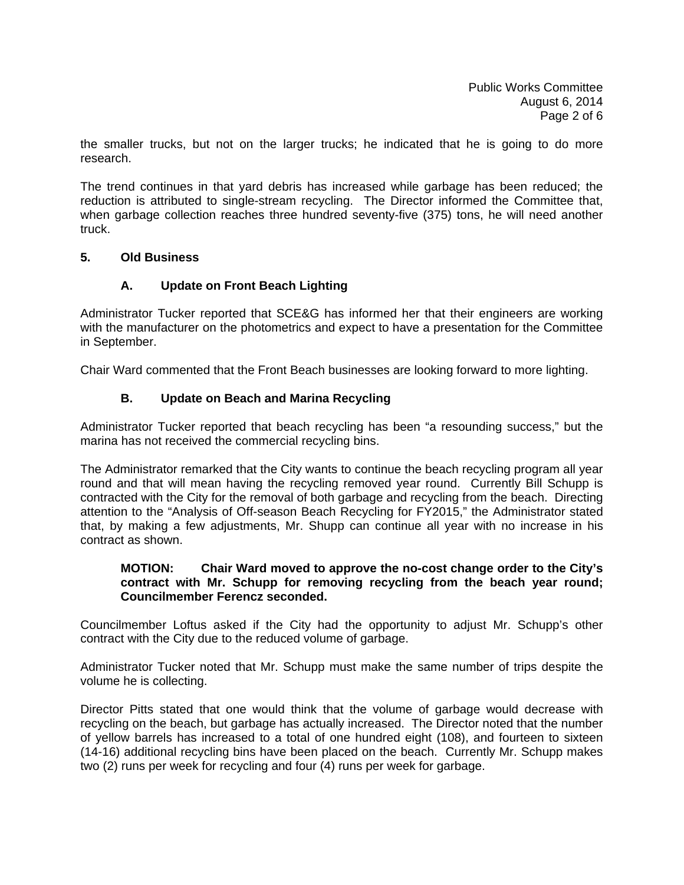the smaller trucks, but not on the larger trucks; he indicated that he is going to do more research.

The trend continues in that yard debris has increased while garbage has been reduced; the reduction is attributed to single-stream recycling. The Director informed the Committee that, when garbage collection reaches three hundred seventy-five (375) tons, he will need another truck.

## 5. Old Business

### A. Update on Front Beach Lighting

Administrator Tucker reported that SCE&G has informed her that their engineers are working with the manufacturer on the photometrics and expect to have a presentation for the Committee in September.

Chair Ward commented that the Front Beach businesses are looking forward to more lighting.

### B. Update on Beach and Marina Recycling

Administrator Tucker reported that beach recycling has been "a resounding success," but the marina has not received the commercial recycling bins.

The Administrator remarked that the City wants to continue the beach recycling program all year round and that will mean having the recycling removed year round. Currently Bill Schupp is contracted with the City for the removal of both garbage and recycling from the beach. Directing attention to the "Analysis of Off-season Beach Recycling for FY2015," the Administrator stated that, by making a few adjustments, Mr. Shupp can continue all year with no increase in his contract as shown.

> **MOTION: Chair Ward moved to approve the no-cost change order to the City's contract with Mr. Schupp for removing recycling from the beach year round; Councilmember Ferencz seconded.**

Councilmember Loftus asked if the City had the opportunity to adjust Mr. Schupp's other contract with the City due to the reduced volume of garbage.

Administrator Tucker noted that Mr. Schupp must make the same number of trips despite the volume he is collecting.

Director Pitts stated that one would think that the volume of garbage would decrease with recycling on the beach, but garbage has actually increased. The Director noted that the number of yellow barrels has increased to a total of one hundred eight (108), and fourteen to sixteen (14-16) additional recycling bins have been placed on the beach. Currently Mr. Schupp makes two (2) runs per week for recycling and four (4) runs per week for garbage.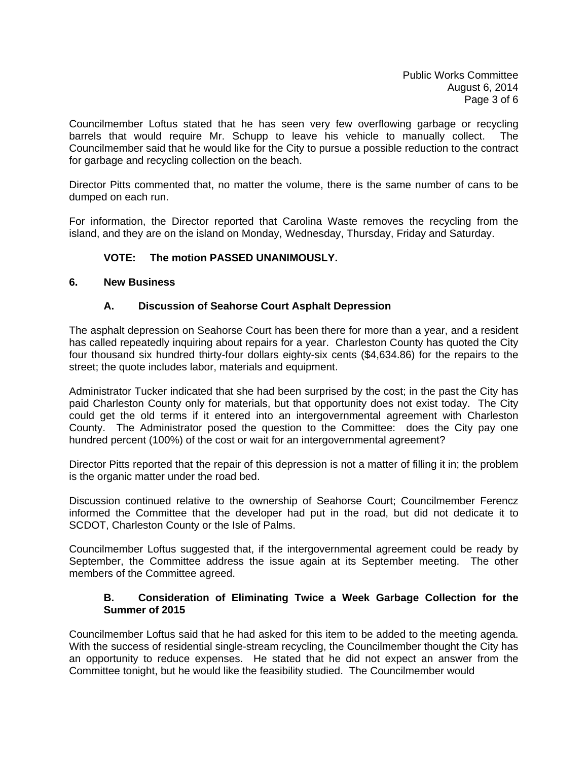Councilmember Loftus stated that he has seen very few overflowing garbage or recycling barrels that would require Mr. Schupp to leave his vehicle to manually collect. The Councilmember said that he would like for the City to pursue a possible reduction to the contract for garbage and recycling collection on the beach.

Director Pitts commented that, no matter the volume, there is the same number of cans to be dumped on each run.

For information, the Director reported that Carolina Waste removes the recycling from the island, and they are on the island on Monday, Wednesday, Thursday, Friday and Saturday.

**VOTE: The motion PASSED UNANIMOUSLY.**

**6. New Business**

**A. Discussion of Seahorse Court Asphalt Depression**

The asphalt depression on Seahorse Court has been there for more than a year, and a resident has called repeatedly inquiring about repairs for a year. Charleston County has quoted the City four thousand six hundred thirty-four dollars eighty-six cents ($4,634.86) for the repairs to the street; the quote includes labor, materials and equipment.

Administrator Tucker indicated that she had been surprised by the cost; in the past the City has paid Charleston County only for materials, but that opportunity does not exist today. The City could get the old terms if it entered into an intergovernmental agreement with Charleston County. The Administrator posed the question to the Committee: does the City pay one hundred percent (100%) of the cost or wait for an intergovernmental agreement?

Director Pitts reported that the repair of this depression is not a matter of filling it in; the problem is the organic matter under the road bed.

Discussion continued relative to the ownership of Seahorse Court; Councilmember Ferencz informed the Committee that the developer had put in the road, but did not dedicate it to SCDOT, Charleston County or the Isle of Palms.

Councilmember Loftus suggested that, if the intergovernmental agreement could be ready by September, the Committee address the issue again at its September meeting. The other members of the Committee agreed.

**B. Consideration of Eliminating Twice a Week Garbage Collection for the Summer of 2015**

Councilmember Loftus said that he had asked for this item to be added to the meeting agenda. With the success of residential single-stream recycling, the Councilmember thought the City has an opportunity to reduce expenses. He stated that he did not expect an answer from the Committee tonight, but he would like the feasibility studied. The Councilmember would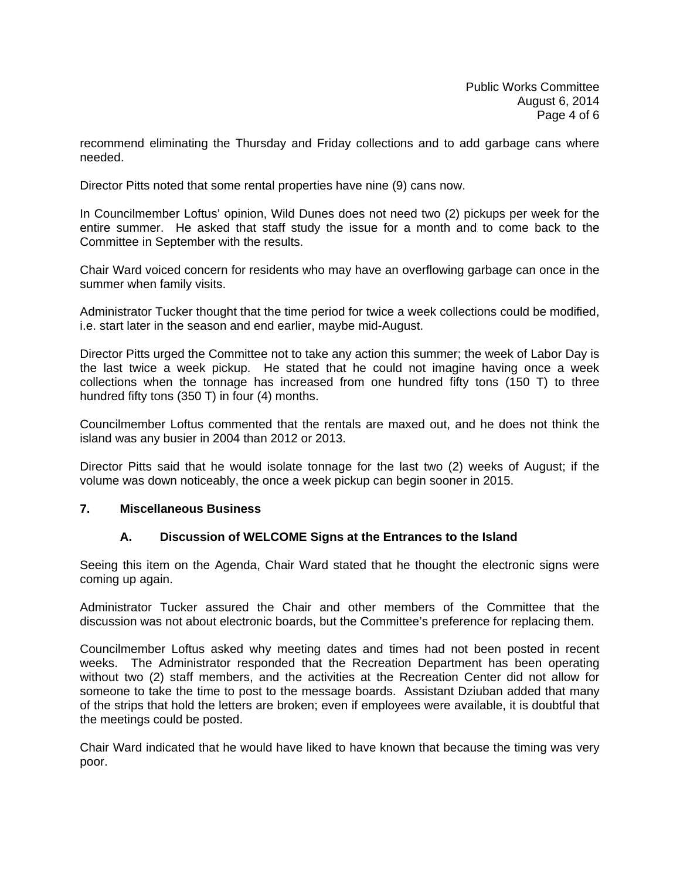recommend eliminating the Thursday and Friday collections and to add garbage cans where needed.

Director Pitts noted that some rental properties have nine (9) cans now.

In Councilmember Loftus' opinion, Wild Dunes does not need two (2) pickups per week for the entire summer. He asked that staff study the issue for a month and to come back to the Committee in September with the results.

Chair Ward voiced concern for residents who may have an overflowing garbage can once in the summer when family visits.

Administrator Tucker thought that the time period for twice a week collections could be modified, i.e. start later in the season and end earlier, maybe mid-August.

Director Pitts urged the Committee not to take any action this summer; the week of Labor Day is the last twice a week pickup. He stated that he could not imagine having once a week collections when the tonnage has increased from one hundred fifty tons (150 T) to three hundred fifty tons (350 T) in four (4) months.

Councilmember Loftus commented that the rentals are maxed out, and he does not think the island was any busier in 2004 than 2012 or 2013.

Director Pitts said that he would isolate tonnage for the last two (2) weeks of August; if the volume was down noticeably, the once a week pickup can begin sooner in 2015.

## 7. Miscellaneous Business

### A. Discussion of WELCOME Signs at the Entrances to the Island

Seeing this item on the Agenda, Chair Ward stated that he thought the electronic signs were coming up again.

Administrator Tucker assured the Chair and other members of the Committee that the discussion was not about electronic boards, but the Committee's preference for replacing them.

Councilmember Loftus asked why meeting dates and times had not been posted in recent weeks. The Administrator responded that the Recreation Department has been operating without two (2) staff members, and the activities at the Recreation Center did not allow for someone to take the time to post to the message boards. Assistant Dziuban added that many of the strips that hold the letters are broken; even if employees were available, it is doubtful that the meetings could be posted.

Chair Ward indicated that he would have liked to have known that because the timing was very poor.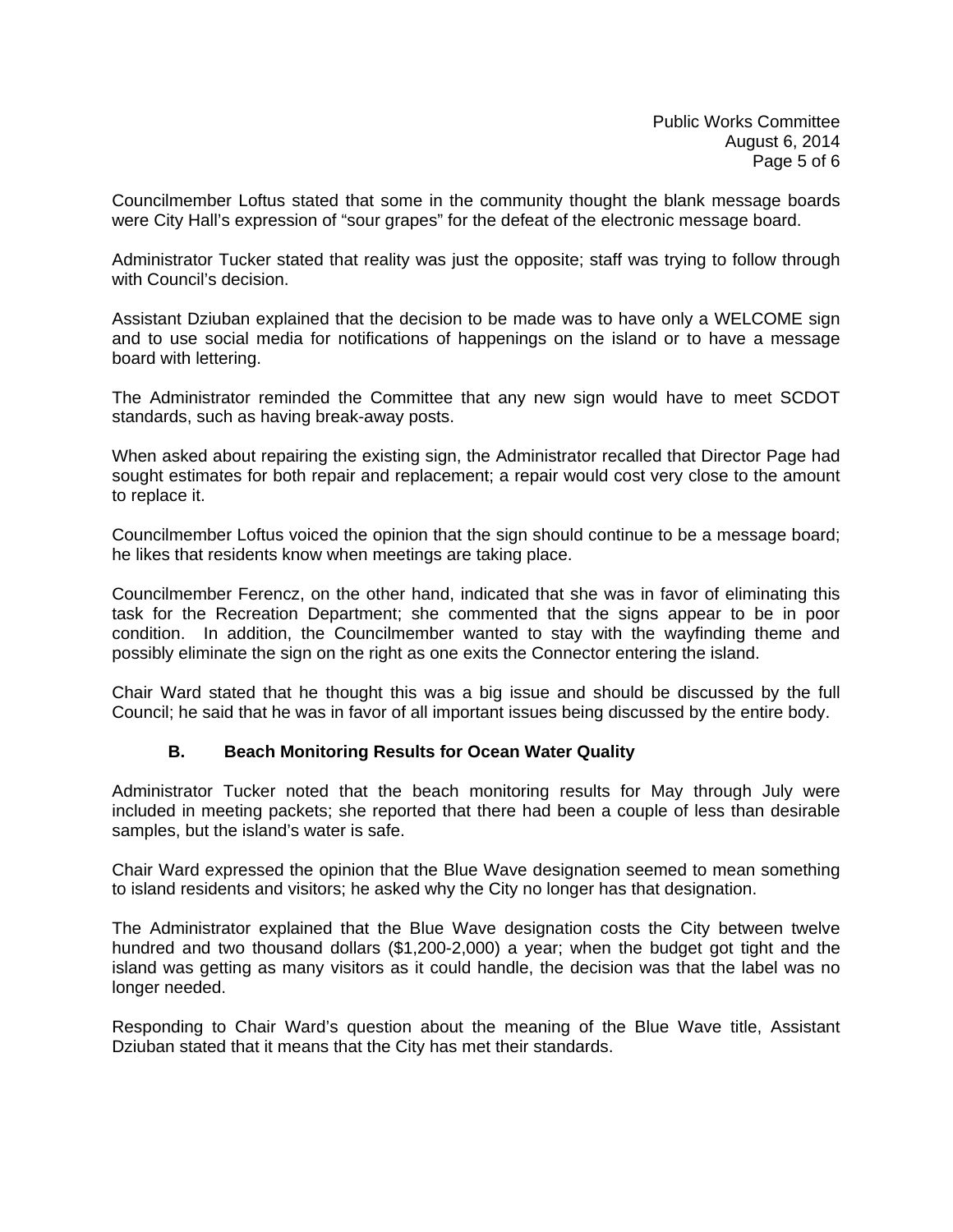Councilmember Loftus stated that some in the community thought the blank message boards were City Hall's expression of "sour grapes" for the defeat of the electronic message board.

Administrator Tucker stated that reality was just the opposite; staff was trying to follow through with Council's decision.

Assistant Dziuban explained that the decision to be made was to have only a WELCOME sign and to use social media for notifications of happenings on the island or to have a message board with lettering.

The Administrator reminded the Committee that any new sign would have to meet SCDOT standards, such as having break-away posts.

When asked about repairing the existing sign, the Administrator recalled that Director Page had sought estimates for both repair and replacement; a repair would cost very close to the amount to replace it.

Councilmember Loftus voiced the opinion that the sign should continue to be a message board; he likes that residents know when meetings are taking place.

Councilmember Ferencz, on the other hand, indicated that she was in favor of eliminating this task for the Recreation Department; she commented that the signs appear to be in poor condition. In addition, the Councilmember wanted to stay with the wayfinding theme and possibly eliminate the sign on the right as one exits the Connector entering the island.

Chair Ward stated that he thought this was a big issue and should be discussed by the full Council; he said that he was in favor of all important issues being discussed by the entire body.

### B. Beach Monitoring Results for Ocean Water Quality

Administrator Tucker noted that the beach monitoring results for May through July were included in meeting packets; she reported that there had been a couple of less than desirable samples, but the island's water is safe.

Chair Ward expressed the opinion that the Blue Wave designation seemed to mean something to island residents and visitors; he asked why the City no longer has that designation.

The Administrator explained that the Blue Wave designation costs the City between twelve hundred and two thousand dollars ($1,200-2,000) a year; when the budget got tight and the island was getting as many visitors as it could handle, the decision was that the label was no longer needed.

Responding to Chair Ward's question about the meaning of the Blue Wave title, Assistant Dziuban stated that it means that the City has met their standards.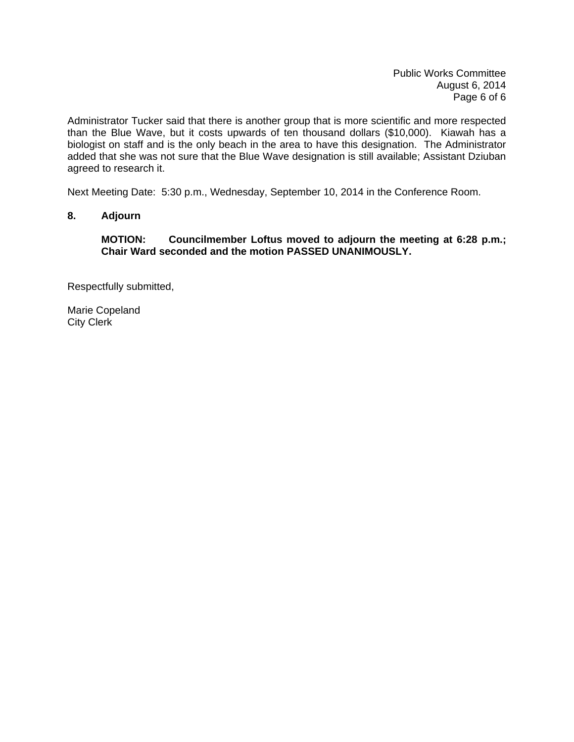Administrator Tucker said that there is another group that is more scientific and more respected than the Blue Wave, but it costs upwards of ten thousand dollars ($10,000). Kiawah has a biologist on staff and is the only beach in the area to have this designation. The Administrator added that she was not sure that the Blue Wave designation is still available; Assistant Dziuban agreed to research it.

Next Meeting Date: 5:30 p.m., Wednesday, September 10, 2014 in the Conference Room.

**8. Adjourn**

**MOTION: Councilmember Loftus moved to adjourn the meeting at 6:28 p.m.; Chair Ward seconded and the motion PASSED UNANIMOUSLY.**

Respectfully submitted,

Marie Copeland
City Clerk